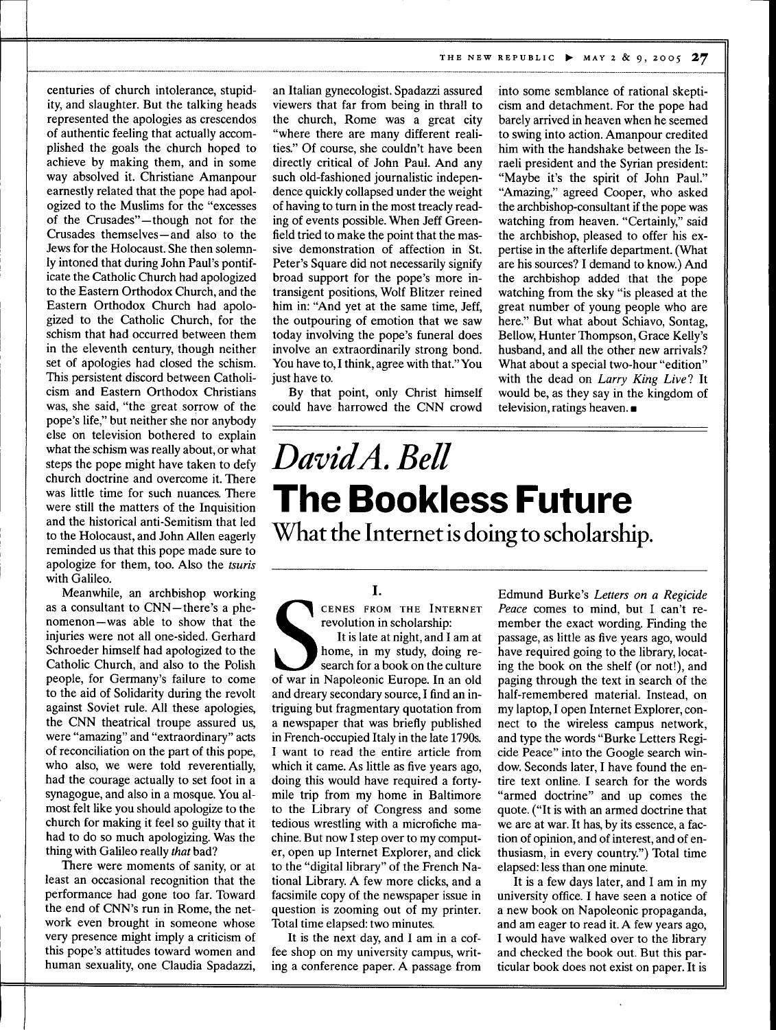centuries of church intolerance, stupidity, and slaughter. But the talking heads represented the apologies as crescendos of authentic feeling that actually accomplished the goals the church hoped to achieve by making them, and in some way absolved it. Christiane Amanpour earnestly related that the pope had apologized to the Muslims for the "excesses of the Crusades"—though not for the Crusades themselves—and also to the Jews for the Holocaust. She then solemnly intoned that during John Paul's pontificate the Catholic Church had apologized to the Eastern Orthodox Church, and the Eastern Orthodox Church had apologized to the Catholic Church, for the schism that had occurred between them in the eleventh century, though neither set of apologies had closed the schism. This persistent discord between Catholicism and Eastern Orthodox Christians was, she said, "the great sorrow of the pope's life," but neither she nor anybody else on television bothered to explain what the schism was really about, or what steps the pope might have taken to defy church doctrine and overcome it. There was little time for such nuances. There were still the matters of the Inquisition and the historical anti-Semitism that led to the Holocaust, and John Allen eagerly reminded us that this pope made sure to apologize for them, too. Also the *tsuris* with Galileo.

Meanwhile, an archbishop working as a consultant to CNN—there's a phenomenon—was able to show that the injuries were not all one-sided. Gerhard Schroeder himself had apologized to the Catholic Church, and also to the Polish people, for Germany's failure to come to the aid of Solidarity during the revolt against Soviet rule. All these apologies, the CNN theatrical troupe assured us, were "amazing" and "extraordinary" acts of reconciliation on the part of this pope, who also, we were told reverentially, had the courage actually to set foot in a synagogue, and also in a mosque. You almost felt like you should apologize to the church for making it feel so guilty that it had to do so much apologizing. Was the thing with Galileo really *that* bad?

There were moments of sanity, or at least an occasional recognition that the performance had gone too far. Toward the end of CNN's run in Rome, the network even brought in someone whose very presence might imply a criticism of this pope's attitudes toward women and human sexuality, one Claudia Spadazzi, an Italian gynecologist. Spadazzi assured viewers that far from being in thrall to the church, Rome was a great city "where there are many different realities." Of course, she couldn't have been directly critical of John Paul. And any such old-fashioned journalistic independence quickly collapsed under the weight of having to turn in the most treacly reading of events possible. When Jeff Greenfield tried to make the point that the massive demonstration of affection in St. Peter's Square did not necessarily signify broad support for the pope's more intransigent positions, Wolf Blitzer reined him in: "And yet at the same time, Jeff, the outpouring of emotion that we saw today involving the pope's funeral does involve an extraordinarily strong bond. You have to, I think, agree with that." You just have to.

By that point, only Christ himself could have harrowed the CNN crowd into some semblance of rational skepticism and detachment. For the pope had barely arrived in heaven when he seemed to swing into action. Amanpour credited him with the handshake between the Israeli president and the Syrian president: "Maybe it's the spirit of John Paul." "Amazing," agreed Cooper, who asked the archbishop-consultant if the pope was watching from heaven. "Certainly," said the archbishop, pleased to offer his expertise in the afterlife department. (What are his sources? I demand to know.) And the archbishop added that the pope watching from the sky "is pleased at the great number of young people who are here." But what about Schiavo, Sontag, Bellow, Hunter Thompson, Grace Kelly's husband, and all the other new arrivals? What about a special two-hour "edition" with the dead on *Larry King Live*? It would be, as they say in the kingdom of television, ratings heaven. ■

# *David A. Bell*

# **The Bookless Future**

## What the Internet is doing to scholarship.

### I.

SCENES FROM THE INTERNET revolution in scholarship:

It is late at night, and I am at home, in my study, doing research for a book on the culture of war in Napoleonic Europe. In an old and dreary secondary source, I find an intriguing but fragmentary quotation from a newspaper that was briefly published in French-occupied Italy in the late 1790s. I want to read the entire article from which it came. As little as five years ago, doing this would have required a forty-mile trip from my home in Baltimore to the Library of Congress and some tedious wrestling with a microfiche machine. But now I step over to my computer, open up Internet Explorer, and click to the "digital library" of the French National Library. A few more clicks, and a facsimile copy of the newspaper issue in question is zooming out of my printer. Total time elapsed: two minutes.

It is the next day, and I am in a coffee shop on my university campus, writing a conference paper. A passage from Edmund Burke's *Letters on a Regicide Peace* comes to mind, but I can't remember the exact wording. Finding the passage, as little as five years ago, would have required going to the library, locating the book on the shelf (or not!), and paging through the text in search of the half-remembered material. Instead, on my laptop, I open Internet Explorer, connect to the wireless campus network, and type the words "Burke Letters Regicide Peace" into the Google search window. Seconds later, I have found the entire text online. I search for the words "armed doctrine" and up comes the quote. ("It is with an armed doctrine that we are at war. It has, by its essence, a faction of opinion, and of interest, and of enthusiasm, in every country.") Total time elapsed: less than one minute.

It is a few days later, and I am in my university office. I have seen a notice of a new book on Napoleonic propaganda, and am eager to read it. A few years ago, I would have walked over to the library and checked the book out. But this particular book does not exist on paper. It is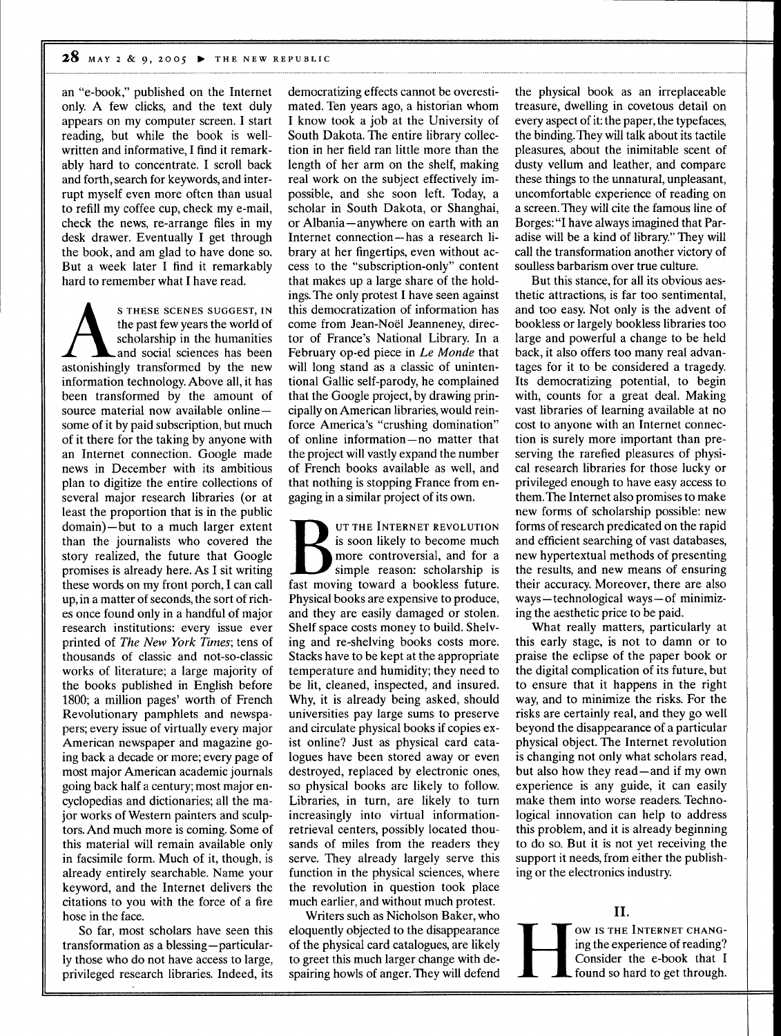an "e-book," published on the Internet only. A few clicks, and the text duly appears on my computer screen. I start reading, but while the book is well-written and informative, I find it remarkably hard to concentrate. I scroll back and forth, search for keywords, and interrupt myself even more often than usual to refill my coffee cup, check my e-mail, check the news, re-arrange files in my desk drawer. Eventually I get through the book, and am glad to have done so. But a week later I find it remarkably hard to remember what I have read.

As these scenes suggest, in the past few years the world of scholarship in the humanities and social sciences has been astonishingly transformed by the new information technology. Above all, it has been transformed by the amount of source material now available online—some of it by paid subscription, but much of it there for the taking by anyone with an Internet connection. Google made news in December with its ambitious plan to digitize the entire collections of several major research libraries (or at least the proportion that is in the public domain)—but to a much larger extent than the journalists who covered the story realized, the future that Google promises is already here. As I sit writing these words on my front porch, I can call up, in a matter of seconds, the sort of riches once found only in a handful of major research institutions: every issue ever printed of *The New York Times*; tens of thousands of classic and not-so-classic works of literature; a large majority of the books published in English before 1800; a million pages' worth of French Revolutionary pamphlets and newspapers; every issue of virtually every major American newspaper and magazine going back a decade or more; every page of most major American academic journals going back half a century; most major encyclopedias and dictionaries; all the major works of Western painters and sculptors. And much more is coming. Some of this material will remain available only in facsimile form. Much of it, though, is already entirely searchable. Name your keyword, and the Internet delivers the citations to you with the force of a fire hose in the face.

So far, most scholars have seen this transformation as a blessing—particularly those who do not have access to large, privileged research libraries. Indeed, its democratizing effects cannot be overestimated. Ten years ago, a historian whom I know took a job at the University of South Dakota. The entire library collection in her field ran little more than the length of her arm on the shelf, making real work on the subject effectively impossible, and she soon left. Today, a scholar in South Dakota, or Shanghai, or Albania—anywhere on earth with an Internet connection—has a research library at her fingertips, even without access to the "subscription-only" content that makes up a large share of the holdings. The only protest I have seen against this democratization of information has come from Jean-Noël Jeanneney, director of France's National Library. In a February op-ed piece in *Le Monde* that will long stand as a classic of unintentional Gallic self-parody, he complained that the Google project, by drawing principally on American libraries, would reinforce America's "crushing domination" of online information—no matter that the project will vastly expand the number of French books available as well, and that nothing is stopping France from engaging in a similar project of its own.

But the Internet revolution is soon likely to become much more controversial, and for a simple reason: scholarship is fast moving toward a bookless future. Physical books are expensive to produce, and they are easily damaged or stolen. Shelf space costs money to build. Shelving and re-shelving books costs more. Stacks have to be kept at the appropriate temperature and humidity; they need to be lit, cleaned, inspected, and insured. Why, it is already being asked, should universities pay large sums to preserve and circulate physical books if copies exist online? Just as physical card catalogues have been stored away or even destroyed, replaced by electronic ones, so physical books are likely to follow. Libraries, in turn, are likely to turn increasingly into virtual information-retrieval centers, possibly located thousands of miles from the readers they serve. They already largely serve this function in the physical sciences, where the revolution in question took place much earlier, and without much protest.

Writers such as Nicholson Baker, who eloquently objected to the disappearance of the physical card catalogues, are likely to greet this much larger change with despairing howls of anger. They will defend the physical book as an irreplaceable treasure, dwelling in covetous detail on every aspect of it: the paper, the typefaces, the binding. They will talk about its tactile pleasures, about the inimitable scent of dusty vellum and leather, and compare these things to the unnatural, unpleasant, uncomfortable experience of reading on a screen. They will cite the famous line of Borges: "I have always imagined that Paradise will be a kind of library." They will call the transformation another victory of soulless barbarism over true culture.

But this stance, for all its obvious aesthetic attractions, is far too sentimental, and too easy. Not only is the advent of bookless or largely bookless libraries too large and powerful a change to be held back, it also offers too many real advantages for it to be considered a tragedy. Its democratizing potential, to begin with, counts for a great deal. Making vast libraries of learning available at no cost to anyone with an Internet connection is surely more important than preserving the rarefied pleasures of physical research libraries for those lucky or privileged enough to have easy access to them. The Internet also promises to make new forms of scholarship possible: new forms of research predicated on the rapid and efficient searching of vast databases, new hypertextual methods of presenting the results, and new means of ensuring their accuracy. Moreover, there are also ways—technological ways—of minimizing the aesthetic price to be paid.

What really matters, particularly at this early stage, is not to damn or to praise the eclipse of the paper book or the digital complication of its future, but to ensure that it happens in the right way, and to minimize the risks. For the risks are certainly real, and they go well beyond the disappearance of a particular physical object. The Internet revolution is changing not only what scholars read, but also how they read—and if my own experience is any guide, it can easily make them into worse readers. Technological innovation can help to address this problem, and it is already beginning to do so. But it is not yet receiving the support it needs, from either the publishing or the electronics industry.

## II.

How is the Internet changing the experience of reading? Consider the e-book that I found so hard to get through.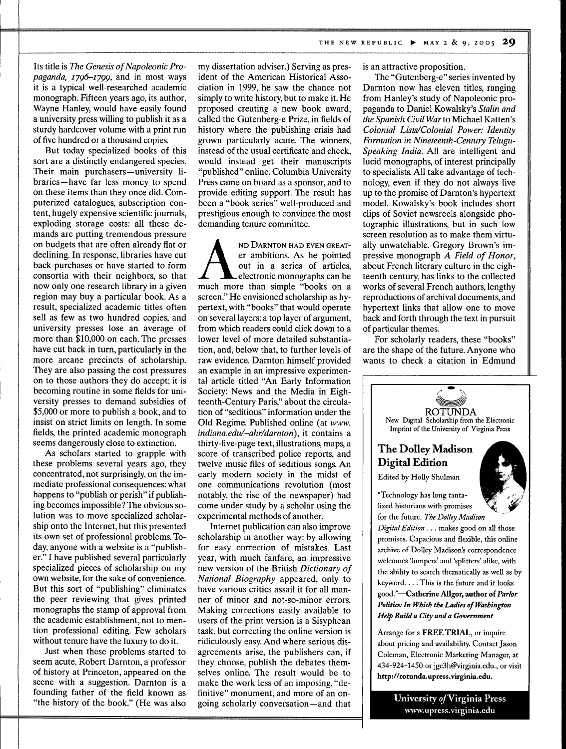Its title is *The Genesis of Napoleonic Propaganda, 1796–1799*, and in most ways it is a typical well-researched academic monograph. Fifteen years ago, its author, Wayne Hanley, would have easily found a university press willing to publish it as a sturdy hardcover volume with a print run of five hundred or a thousand copies.

But today specialized books of this sort are a distinctly endangered species. Their main purchasers—university libraries—have far less money to spend on these items than they once did. Computerized catalogues, subscription content, hugely expensive scientific journals, exploding storage costs: all these demands are putting tremendous pressure on budgets that are often already flat or declining. In response, libraries have cut back purchases or have started to form consortia with their neighbors, so that now only one research library in a given region may buy a particular book. As a result, specialized academic titles often sell as few as two hundred copies, and university presses lose an average of more than $10,000 on each. The presses have cut back in turn, particularly in the more arcane precincts of scholarship. They are also passing the cost pressures on to those authors they do accept; it is becoming routine in some fields for university presses to demand subsidies of $5,000 or more to publish a book, and to insist on strict limits on length. In some fields, the printed academic monograph seems dangerously close to extinction.

As scholars started to grapple with these problems several years ago, they concentrated, not surprisingly, on the immediate professional consequences: what happens to "publish or perish" if publishing becomes impossible? The obvious solution was to move specialized scholarship onto the Internet, but this presented its own set of professional problems. Today, anyone with a website is a "publisher." I have published several particularly specialized pieces of scholarship on my own website, for the sake of convenience. But this sort of "publishing" eliminates the peer reviewing that gives printed monographs the stamp of approval from the academic establishment, not to mention professional editing. Few scholars without tenure have the luxury to do it.

Just when these problems started to seem acute, Robert Darnton, a professor of history at Princeton, appeared on the scene with a suggestion. Darnton is a founding father of the field known as "the history of the book." (He was also my dissertation adviser.) Serving as president of the American Historical Association in 1999, he saw the chance not simply to write history, but to make it. He proposed creating a new book award, called the Gutenberg-e Prize, in fields of history where the publishing crisis had grown particularly acute. The winners, instead of the usual certificate and check, would instead get their manuscripts "published" online. Columbia University Press came on board as a sponsor, and to provide editing support. The result has been a "book series" well-produced and prestigious enough to convince the most demanding tenure committee.

AND DARNTON HAD EVEN GREATER ambitions. As he pointed out in a series of articles, electronic monographs can be much more than simple "books on a screen." He envisioned scholarship as hypertext, with "books" that would operate on several layers: a top layer of argument, from which readers could click down to a lower level of more detailed substantiation, and, below that, to further levels of raw evidence. Darnton himself provided an example in an impressive experimental article titled "An Early Information Society: News and the Media in Eighteenth-Century Paris," about the circulation of "seditious" information under the Old Regime. Published online (at *www.indiana.edu/~ahr/darnton*), it contains a thirty-five-page text, illustrations, maps, a score of transcribed police reports, and twelve music files of seditious songs. An early modern society in the midst of one communications revolution (most notably, the rise of the newspaper) had come under study by a scholar using the experimental methods of another.

Internet publication can also improve scholarship in another way: by allowing for easy correction of mistakes. Last year, with much fanfare, an impressive new version of the British *Dictionary of National Biography* appeared, only to have various critics assail it for all manner of minor and not-so-minor errors. Making corrections easily available to users of the print version is a Sisyphean task, but correcting the online version is ridiculously easy. And where serious disagreements arise, the publishers can, if they choose, publish the debates themselves online. The result would be to make the work less of an imposing, "definitive" monument, and more of an ongoing scholarly conversation—and that is an attractive proposition.

The "Gutenberg-e" series invented by Darnton now has eleven titles, ranging from Hanley's study of Napoleonic propaganda to Daniel Kowalsky's *Stalin and the Spanish Civil War* to Michael Katten's *Colonial Lists/Colonial Power: Identity Formation in Nineteenth-Century Telugu-Speaking India*. All are intelligent and lucid monographs, of interest principally to specialists. All take advantage of technology, even if they do not always live up to the promise of Darnton's hypertext model. Kowalsky's book includes short clips of Soviet newsreels alongside photographic illustrations, but in such low screen resolution as to make them virtually unwatchable. Gregory Brown's impressive monograph *A Field of Honor*, about French literary culture in the eighteenth century, has links to the collected works of several French authors, lengthy reproductions of archival documents, and hypertext links that allow one to move back and forth through the text in pursuit of particular themes.

For scholarly readers, these "books" are the shape of the future. Anyone who wants to check a citation in Edmund

---

ROTUNDA
New Digital Scholarship from the Electronic Imprint of the University of Virginia Press

**The Dolley Madison Digital Edition**

Edited by Holly Shulman

"Technology has long tantalized historians with promises for the future. *The Dolley Madison Digital Edition* . . . makes good on all those promises. Capacious and flexible, this online archive of Dolley Madison's correspondence welcomes 'lumpers' and 'splitters' alike, with the ability to search thematically as well as by keyword. . . . This is the future and it looks good."—**Catherine Allgor, author of *Parlor Politics: In Which the Ladies of Washington Help Build a City and a Government***

Arrange for a **FREE TRIAL**, or inquire about pricing and availability. Contact Jason Coleman, Electronic Marketing Manager, at 434-924-1450 or jgc3h@virginia.edu., or visit **http://rotunda.upress.virginia.edu.**

**University of Virginia Press**
www.upress.virginia.edu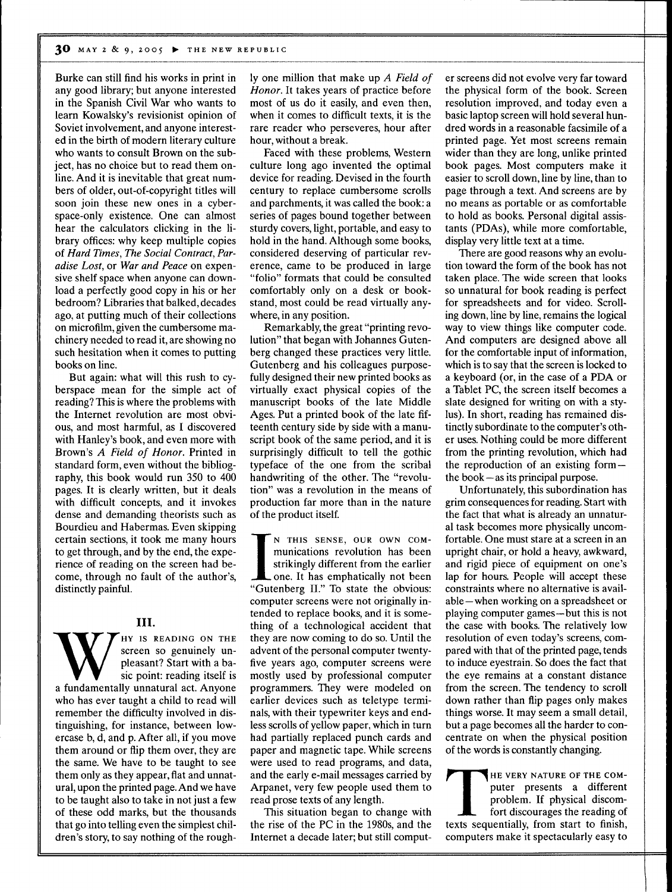Burke can still find his works in print in any good library; but anyone interested in the Spanish Civil War who wants to learn Kowalsky's revisionist opinion of Soviet involvement, and anyone interested in the birth of modern literary culture who wants to consult Brown on the subject, has no choice but to read them online. And it is inevitable that great numbers of older, out-of-copyright titles will soon join these new ones in a cyberspace-only existence. One can almost hear the calculators clicking in the library offices: why keep multiple copies of *Hard Times*, *The Social Contract*, *Paradise Lost*, or *War and Peace* on expensive shelf space when anyone can download a perfectly good copy in his or her bedroom? Libraries that balked, decades ago, at putting much of their collections on microfilm, given the cumbersome machinery needed to read it, are showing no such hesitation when it comes to putting books on line.

But again: what will this rush to cyberspace mean for the simple act of reading? This is where the problems with the Internet revolution are most obvious, and most harmful, as I discovered with Hanley's book, and even more with Brown's *A Field of Honor*. Printed in standard form, even without the bibliography, this book would run 350 to 400 pages. It is clearly written, but it deals with difficult concepts, and it invokes dense and demanding theorists such as Bourdieu and Habermas. Even skipping certain sections, it took me many hours to get through, and by the end, the experience of reading on the screen had become, through no fault of the author's, distinctly painful.

## III.

Why is reading on the screen so genuinely unpleasant? Start with a basic point: reading itself is a fundamentally unnatural act. Anyone who has ever taught a child to read will remember the difficulty involved in distinguishing, for instance, between lowercase b, d, and p. After all, if you move them around or flip them over, they are the same. We have to be taught to see them only as they appear, flat and unnatural, upon the printed page. And we have to be taught also to take in not just a few of these odd marks, but the thousands that go into telling even the simplest children's story, to say nothing of the roughly one million that make up *A Field of Honor*. It takes years of practice before most of us do it easily, and even then, when it comes to difficult texts, it is the rare reader who perseveres, hour after hour, without a break.

Faced with these problems, Western culture long ago invented the optimal device for reading. Devised in the fourth century to replace cumbersome scrolls and parchments, it was called the book: a series of pages bound together between sturdy covers, light, portable, and easy to hold in the hand. Although some books, considered deserving of particular reverence, came to be produced in large "folio" formats that could be consulted comfortably only on a desk or bookstand, most could be read virtually anywhere, in any position.

Remarkably, the great "printing revolution" that began with Johannes Gutenberg changed these practices very little. Gutenberg and his colleagues purposefully designed their new printed books as virtually exact physical copies of the manuscript books of the late Middle Ages. Put a printed book of the late fifteenth century side by side with a manuscript book of the same period, and it is surprisingly difficult to tell the gothic typeface of the one from the scribal handwriting of the other. The "revolution" was a revolution in the means of production far more than in the nature of the product itself.

In this sense, our own communications revolution has been strikingly different from the earlier one. It has emphatically not been "Gutenberg II." To state the obvious: computer screens were not originally intended to replace books, and it is something of a technological accident that they are now coming to do so. Until the advent of the personal computer twenty-five years ago, computer screens were mostly used by professional computer programmers. They were modeled on earlier devices such as teletype terminals, with their typewriter keys and endless scrolls of yellow paper, which in turn had partially replaced punch cards and paper and magnetic tape. While screens were used to read programs, and data, and the early e-mail messages carried by Arpanet, very few people used them to read prose texts of any length.

This situation began to change with the rise of the PC in the 1980s, and the Internet a decade later; but still computer screens did not evolve very far toward the physical form of the book. Screen resolution improved, and today even a basic laptop screen will hold several hundred words in a reasonable facsimile of a printed page. Yet most screens remain wider than they are long, unlike printed book pages. Most computers make it easier to scroll down, line by line, than to page through a text. And screens are by no means as portable or as comfortable to hold as books. Personal digital assistants (PDAs), while more comfortable, display very little text at a time.

There are good reasons why an evolution toward the form of the book has not taken place. The wide screen that looks so unnatural for book reading is perfect for spreadsheets and for video. Scrolling down, line by line, remains the logical way to view things like computer code. And computers are designed above all for the comfortable input of information, which is to say that the screen is locked to a keyboard (or, in the case of a PDA or a Tablet PC, the screen itself becomes a slate designed for writing on with a stylus). In short, reading has remained distinctly subordinate to the computer's other uses. Nothing could be more different from the printing revolution, which had the reproduction of an existing form—the book—as its principal purpose.

Unfortunately, this subordination has grim consequences for reading. Start with the fact that what is already an unnatural task becomes more physically uncomfortable. One must stare at a screen in an upright chair, or hold a heavy, awkward, and rigid piece of equipment on one's lap for hours. People will accept these constraints where no alternative is available—when working on a spreadsheet or playing computer games—but this is not the case with books. The relatively low resolution of even today's screens, compared with that of the printed page, tends to induce eyestrain. So does the fact that the eye remains at a constant distance from the screen. The tendency to scroll down rather than flip pages only makes things worse. It may seem a small detail, but a page becomes all the harder to concentrate on when the physical position of the words is constantly changing.

The very nature of the computer presents a different problem. If physical discomfort discourages the reading of texts sequentially, from start to finish, computers make it spectacularly easy to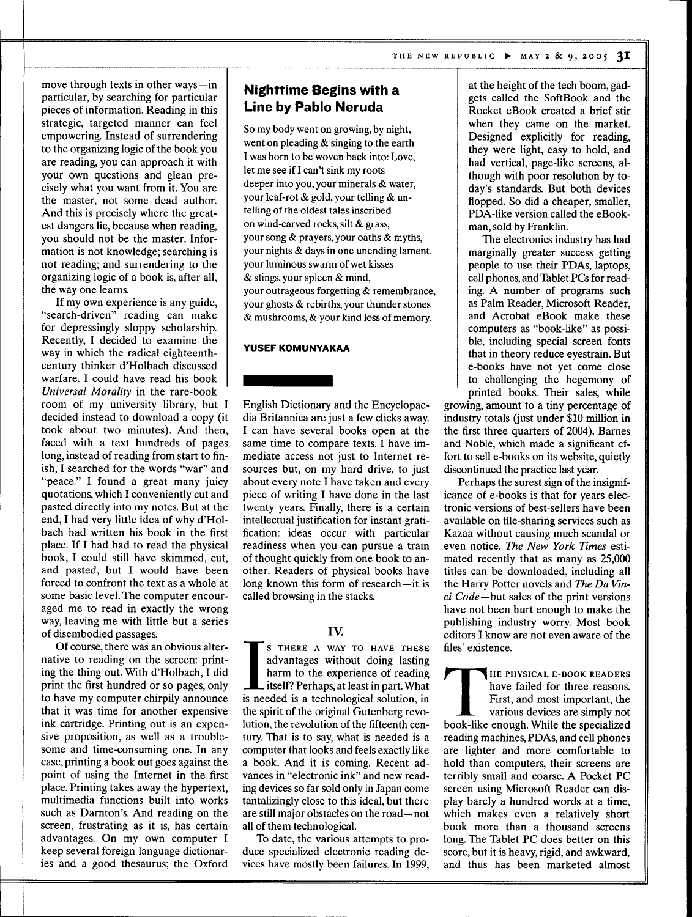move through texts in other ways—in particular, by searching for particular pieces of information. Reading in this strategic, targeted manner can feel empowering. Instead of surrendering to the organizing logic of the book you are reading, you can approach it with your own questions and glean precisely what you want from it. You are the master, not some dead author. And this is precisely where the greatest dangers lie, because when reading, you should not be the master. Information is not knowledge; searching is not reading; and surrendering to the organizing logic of a book is, after all, the way one learns.

If my own experience is any guide, "search-driven" reading can make for depressingly sloppy scholarship. Recently, I decided to examine the way in which the radical eighteenth-century thinker d'Holbach discussed warfare. I could have read his book *Universal Morality* in the rare-book room of my university library, but I decided instead to download a copy (it took about two minutes). And then, faced with a text hundreds of pages long, instead of reading from start to finish, I searched for the words "war" and "peace." I found a great many juicy quotations, which I conveniently cut and pasted directly into my notes. But at the end, I had very little idea of why d'Holbach had written his book in the first place. If I had had to read the physical book, I could still have skimmed, cut, and pasted, but I would have been forced to confront the text as a whole at some basic level. The computer encouraged me to read in exactly the wrong way, leaving me with little but a series of disembodied passages.

Of course, there was an obvious alternative to reading on the screen: printing the thing out. With d'Holbach, I did print the first hundred or so pages, only to have my computer chirpily announce that it was time for another expensive ink cartridge. Printing out is an expensive proposition, as well as a troublesome and time-consuming one. In any case, printing a book out goes against the point of using the Internet in the first place. Printing takes away the hypertext, multimedia functions built into works such as Darnton's. And reading on the screen, frustrating as it is, has certain advantages. On my own computer I keep several foreign-language dictionaries and a good thesaurus; the Oxford English Dictionary and the Encyclopaedia Britannica are just a few clicks away. I can have several books open at the same time to compare texts. I have immediate access not just to Internet resources but, on my hard drive, to just about every note I have taken and every piece of writing I have done in the last twenty years. Finally, there is a certain intellectual justification for instant gratification: ideas occur with particular readiness when you can pursue a train of thought quickly from one book to another. Readers of physical books have long known this form of research—it is called browsing in the stacks.

## Nighttime Begins with a Line by Pablo Neruda

So my body went on growing, by night,
went on pleading & singing to the earth
I was born to be woven back into: Love,
let me see if I can't sink my roots
deeper into you, your minerals & water,
your leaf-rot & gold, your telling & un-
telling of the oldest tales inscribed
on wind-carved rocks, silt & grass,
your song & prayers, your oaths & myths,
your nights & days in one unending lament,
your luminous swarm of wet kisses
& stings, your spleen & mind,
your outrageous forgetting & remembrance,
your ghosts & rebirths, your thunder stones
& mushrooms, & your kind loss of memory.

**YUSEF KOMUNYAKAA**

## IV.

Is there a way to have these advantages without doing lasting harm to the experience of reading itself? Perhaps, at least in part. What is needed is a technological solution, in the spirit of the original Gutenberg revolution, the revolution of the fifteenth century. That is to say, what is needed is a computer that looks and feels exactly like a book. And it is coming. Recent advances in "electronic ink" and new reading devices so far sold only in Japan come tantalizingly close to this ideal, but there are still major obstacles on the road—not all of them technological.

To date, the various attempts to produce specialized electronic reading devices have mostly been failures. In 1999, at the height of the tech boom, gadgets called the SoftBook and the Rocket eBook created a brief stir when they came on the market. Designed explicitly for reading, they were light, easy to hold, and had vertical, page-like screens, although with poor resolution by today's standards. But both devices flopped. So did a cheaper, smaller, PDA-like version called the eBookman, sold by Franklin.

The electronics industry has had marginally greater success getting people to use their PDAs, laptops, cell phones, and Tablet PCs for reading. A number of programs such as Palm Reader, Microsoft Reader, and Acrobat eBook make these computers as "book-like" as possible, including special screen fonts that in theory reduce eyestrain. But e-books have not yet come close to challenging the hegemony of printed books. Their sales, while growing, amount to a tiny percentage of industry totals (just under $10 million in the first three quarters of 2004). Barnes and Noble, which made a significant effort to sell e-books on its website, quietly discontinued the practice last year.

Perhaps the surest sign of the insignificance of e-books is that for years electronic versions of best-sellers have been available on file-sharing services such as Kazaa without causing much scandal or even notice. *The New York Times* estimated recently that as many as 25,000 titles can be downloaded, including all the Harry Potter novels and *The Da Vinci Code*—but sales of the print versions have not been hurt enough to make the publishing industry worry. Most book editors I know are not even aware of the files' existence.

The physical e-book readers have failed for three reasons. First, and most important, the various devices are simply not book-like enough. While the specialized reading machines, PDAs, and cell phones are lighter and more comfortable to hold than computers, their screens are terribly small and coarse. A Pocket PC screen using Microsoft Reader can display barely a hundred words at a time, which makes even a relatively short book more than a thousand screens long. The Tablet PC does better on this score, but it is heavy, rigid, and awkward, and thus has been marketed almost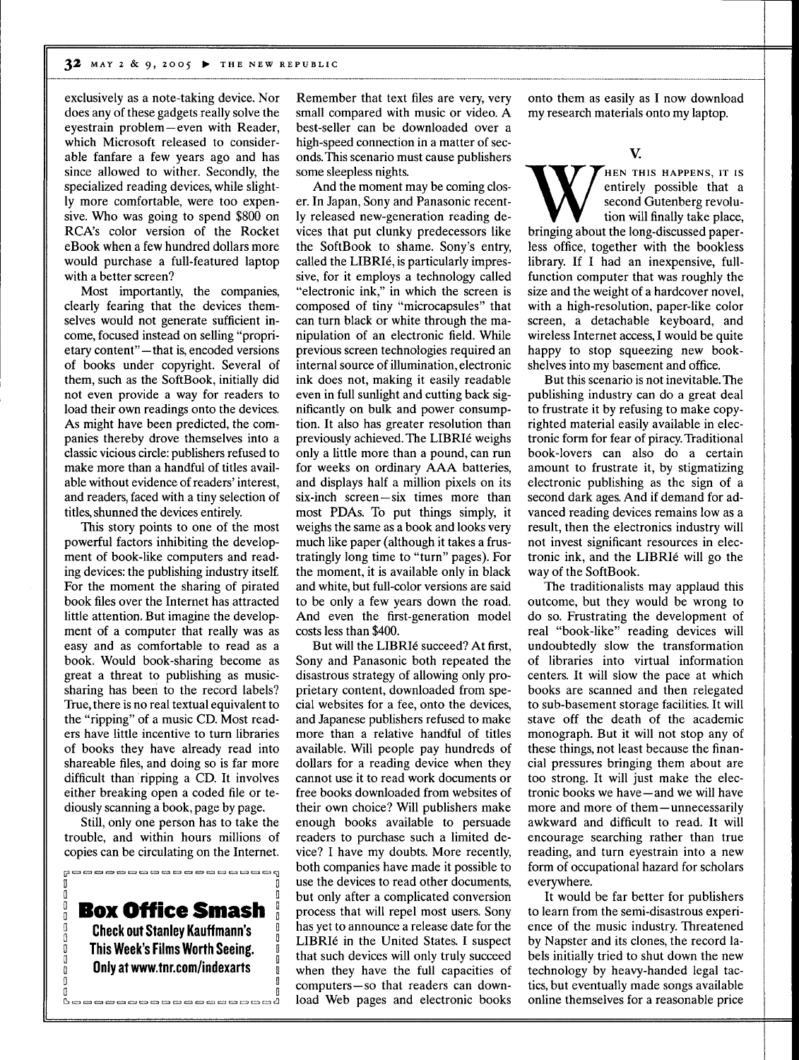exclusively as a note-taking device. Nor does any of these gadgets really solve the eyestrain problem—even with Reader, which Microsoft released to considerable fanfare a few years ago and has since allowed to wither. Secondly, the specialized reading devices, while slightly more comfortable, were too expensive. Who was going to spend $800 on RCA's color version of the Rocket eBook when a few hundred dollars more would purchase a full-featured laptop with a better screen?

Most importantly, the companies, clearly fearing that the devices themselves would not generate sufficient income, focused instead on selling "proprietary content"—that is, encoded versions of books under copyright. Several of them, such as the SoftBook, initially did not even provide a way for readers to load their own readings onto the devices. As might have been predicted, the companies thereby drove themselves into a classic vicious circle: publishers refused to make more than a handful of titles available without evidence of readers' interest, and readers, faced with a tiny selection of titles, shunned the devices entirely.

This story points to one of the most powerful factors inhibiting the development of book-like computers and reading devices: the publishing industry itself. For the moment the sharing of pirated book files over the Internet has attracted little attention. But imagine the development of a computer that really was as easy and as comfortable to read as a book. Would book-sharing become as great a threat to publishing as music-sharing has been to the record labels? True, there is no real textual equivalent to the "ripping" of a music CD. Most readers have little incentive to turn libraries of books they have already read into shareable files, and doing so is far more difficult than ripping a CD. It involves either breaking open a coded file or tediously scanning a book, page by page.

Still, only one person has to take the trouble, and within hours millions of copies can be circulating on the Internet. Remember that text files are very, very small compared with music or video. A best-seller can be downloaded over a high-speed connection in a matter of seconds. This scenario must cause publishers some sleepless nights.

And the moment may be coming closer. In Japan, Sony and Panasonic recently released new-generation reading devices that put clunky predecessors like the SoftBook to shame. Sony's entry, called the LIBRIé, is particularly impressive, for it employs a technology called "electronic ink," in which the screen is composed of tiny "microcapsules" that can turn black or white through the manipulation of an electronic field. While previous screen technologies required an internal source of illumination, electronic ink does not, making it easily readable even in full sunlight and cutting back significantly on bulk and power consumption. It also has greater resolution than previously achieved. The LIBRIé weighs only a little more than a pound, can run for weeks on ordinary AAA batteries, and displays half a million pixels on its six-inch screen—six times more than most PDAs. To put things simply, it weighs the same as a book and looks very much like paper (although it takes a frustratingly long time to "turn" pages). For the moment, it is available only in black and white, but full-color versions are said to be only a few years down the road. And even the first-generation model costs less than $400.

But will the LIBRIé succeed? At first, Sony and Panasonic both repeated the disastrous strategy of allowing only proprietary content, downloaded from special websites for a fee, onto the devices, and Japanese publishers refused to make more than a relative handful of titles available. Will people pay hundreds of dollars for a reading device when they cannot use it to read work documents or free books downloaded from websites of their own choice? Will publishers make enough books available to persuade readers to purchase such a limited device? I have my doubts. More recently, both companies have made it possible to use the devices to read other documents, but only after a complicated conversion process that will repel most users. Sony has yet to announce a release date for the LIBRIé in the United States. I suspect that such devices will only truly succeed when they have the full capacities of computers—so that readers can download Web pages and electronic books onto them as easily as I now download my research materials onto my laptop.

**Box Office Smash**

**Check out Stanley Kauffmann's This Week's Films Worth Seeing. Only at www.tnr.com/indexarts**

## V.

When this happens, it is entirely possible that a second Gutenberg revolution will finally take place, bringing about the long-discussed paperless office, together with the bookless library. If I had an inexpensive, full-function computer that was roughly the size and the weight of a hardcover novel, with a high-resolution, paper-like color screen, a detachable keyboard, and wireless Internet access, I would be quite happy to stop squeezing new bookshelves into my basement and office.

But this scenario is not inevitable. The publishing industry can do a great deal to frustrate it by refusing to make copyrighted material easily available in electronic form for fear of piracy. Traditional book-lovers can also do a certain amount to frustrate it, by stigmatizing electronic publishing as the sign of a second dark ages. And if demand for advanced reading devices remains low as a result, then the electronics industry will not invest significant resources in electronic ink, and the LIBRIé will go the way of the SoftBook.

The traditionalists may applaud this outcome, but they would be wrong to do so. Frustrating the development of real "book-like" reading devices will undoubtedly slow the transformation of libraries into virtual information centers. It will slow the pace at which books are scanned and then relegated to sub-basement storage facilities. It will stave off the death of the academic monograph. But it will not stop any of these things, not least because the financial pressures bringing them about are too strong. It will just make the electronic books we have—and we will have more and more of them—unnecessarily awkward and difficult to read. It will encourage searching rather than true reading, and turn eyestrain into a new form of occupational hazard for scholars everywhere.

It would be far better for publishers to learn from the semi-disastrous experience of the music industry. Threatened by Napster and its clones, the record labels initially tried to shut down the new technology by heavy-handed legal tactics, but eventually made songs available online themselves for a reasonable price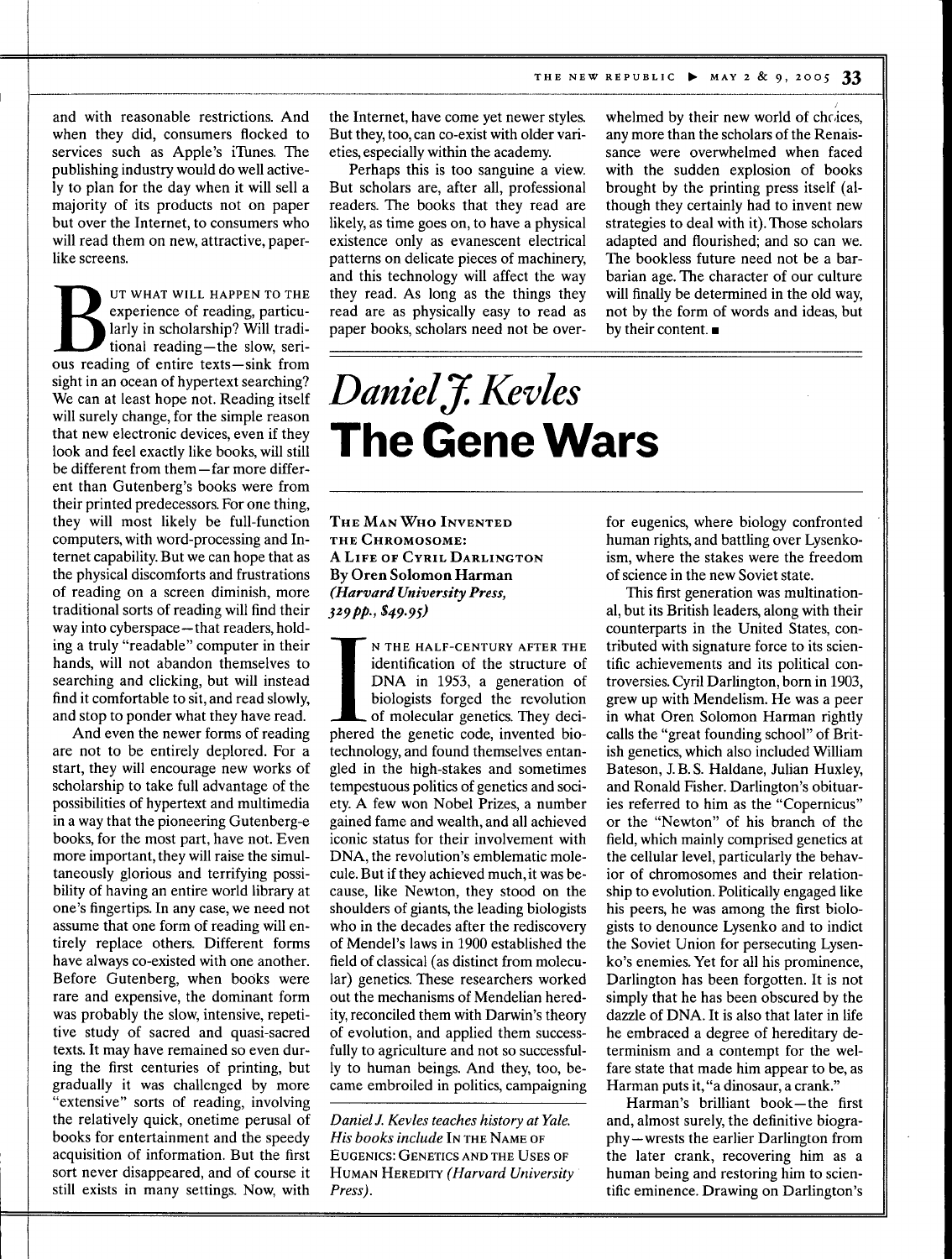and with reasonable restrictions. And when they did, consumers flocked to services such as Apple's iTunes. The publishing industry would do well actively to plan for the day when it will sell a majority of its products not on paper but over the Internet, to consumers who will read them on new, attractive, paper-like screens.

But what will happen to the experience of reading, particularly in scholarship? Will traditional reading—the slow, serious reading of entire texts—sink from sight in an ocean of hypertext searching? We can at least hope not. Reading itself will surely change, for the simple reason that new electronic devices, even if they look and feel exactly like books, will still be different from them—far more different than Gutenberg's books were from their printed predecessors. For one thing, they will most likely be full-function computers, with word-processing and Internet capability. But we can hope that as the physical discomforts and frustrations of reading on a screen diminish, more traditional sorts of reading will find their way into cyberspace—that readers, holding a truly "readable" computer in their hands, will not abandon themselves to searching and clicking, but will instead find it comfortable to sit, and read slowly, and stop to ponder what they have read.

And even the newer forms of reading are not to be entirely deplored. For a start, they will encourage new works of scholarship to take full advantage of the possibilities of hypertext and multimedia in a way that the pioneering Gutenberg-e books, for the most part, have not. Even more important, they will raise the simultaneously glorious and terrifying possibility of having an entire world library at one's fingertips. In any case, we need not assume that one form of reading will entirely replace others. Different forms have always co-existed with one another. Before Gutenberg, when books were rare and expensive, the dominant form was probably the slow, intensive, repetitive study of sacred and quasi-sacred texts. It may have remained so even during the first centuries of printing, but gradually it was challenged by more "extensive" sorts of reading, involving the relatively quick, onetime perusal of books for entertainment and the speedy acquisition of information. But the first sort never disappeared, and of course it still exists in many settings. Now, with the Internet, have come yet newer styles. But they, too, can co-exist with older varieties, especially within the academy.

Perhaps this is too sanguine a view. But scholars are, after all, professional readers. The books that they read are likely, as time goes on, to have a physical existence only as evanescent electrical patterns on delicate pieces of machinery, and this technology will affect the way they read. As long as the things they read are as physically easy to read as paper books, scholars need not be overwhelmed by their new world of choices, any more than the scholars of the Renaissance were overwhelmed when faced with the sudden explosion of books brought by the printing press itself (although they certainly had to invent new strategies to deal with it). Those scholars adapted and flourished; and so can we. The bookless future need not be a barbarian age. The character of our culture will finally be determined in the old way, not by the form of words and ideas, but by their content. ■

# *Daniel J. Kevles*
# The Gene Wars

**The Man Who Invented the Chromosome: A Life of Cyril Darlington**
**By Oren Solomon Harman**
***(Harvard University Press, 329 pp., $49.95)***

In the half-century after the identification of the structure of DNA in 1953, a generation of biologists forged the revolution of molecular genetics. They deciphered the genetic code, invented biotechnology, and found themselves entangled in the high-stakes and sometimes tempestuous politics of genetics and society. A few won Nobel Prizes, a number gained fame and wealth, and all achieved iconic status for their involvement with DNA, the revolution's emblematic molecule. But if they achieved much, it was because, like Newton, they stood on the shoulders of giants, the leading biologists who in the decades after the rediscovery of Mendel's laws in 1900 established the field of classical (as distinct from molecular) genetics. These researchers worked out the mechanisms of Mendelian heredity, reconciled them with Darwin's theory of evolution, and applied them successfully to agriculture and not so successfully to human beings. And they, too, became embroiled in politics, campaigning for eugenics, where biology confronted human rights, and battling over Lysenkoism, where the stakes were the freedom of science in the new Soviet state.

*Daniel J. Kevles teaches history at Yale. His books include* In the Name of Eugenics: Genetics and the Uses of Human Heredity *(Harvard University Press).*

This first generation was multinational, but its British leaders, along with their counterparts in the United States, contributed with signature force to its scientific achievements and its political controversies. Cyril Darlington, born in 1903, grew up with Mendelism. He was a peer in what Oren Solomon Harman rightly calls the "great founding school" of British genetics, which also included William Bateson, J. B. S. Haldane, Julian Huxley, and Ronald Fisher. Darlington's obituaries referred to him as the "Copernicus" or the "Newton" of his branch of the field, which mainly comprised genetics at the cellular level, particularly the behavior of chromosomes and their relationship to evolution. Politically engaged like his peers, he was among the first biologists to denounce Lysenko and to indict the Soviet Union for persecuting Lysenko's enemies. Yet for all his prominence, Darlington has been forgotten. It is not simply that he has been obscured by the dazzle of DNA. It is also that later in life he embraced a degree of hereditary determinism and a contempt for the welfare state that made him appear to be, as Harman puts it, "a dinosaur, a crank."

Harman's brilliant book—the first and, almost surely, the definitive biography—wrests the earlier Darlington from the later crank, recovering him as a human being and restoring him to scientific eminence. Drawing on Darlington's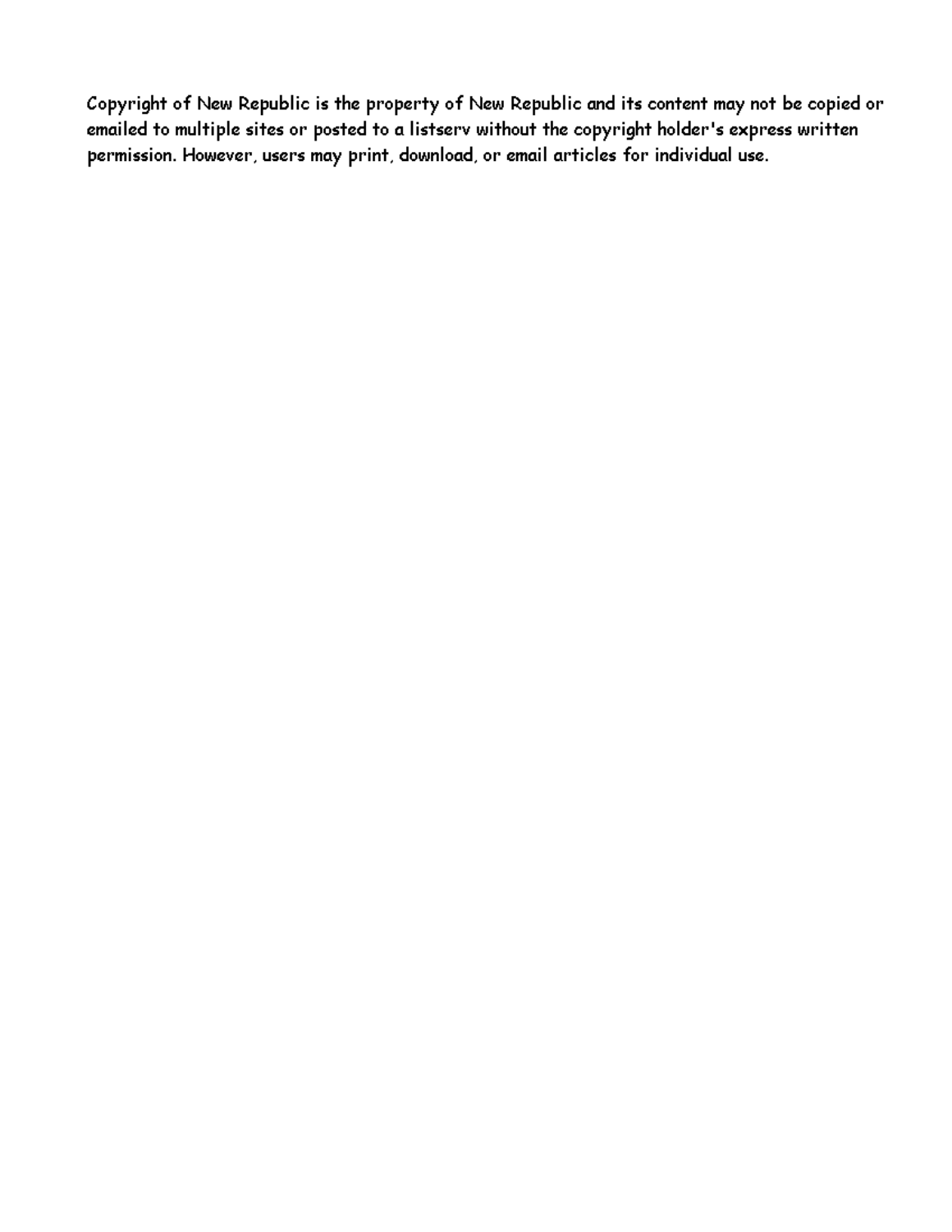Copyright of New Republic is the property of New Republic and its content may not be copied or emailed to multiple sites or posted to a listserv without the copyright holder's express written permission. However, users may print, download, or email articles for individual use.